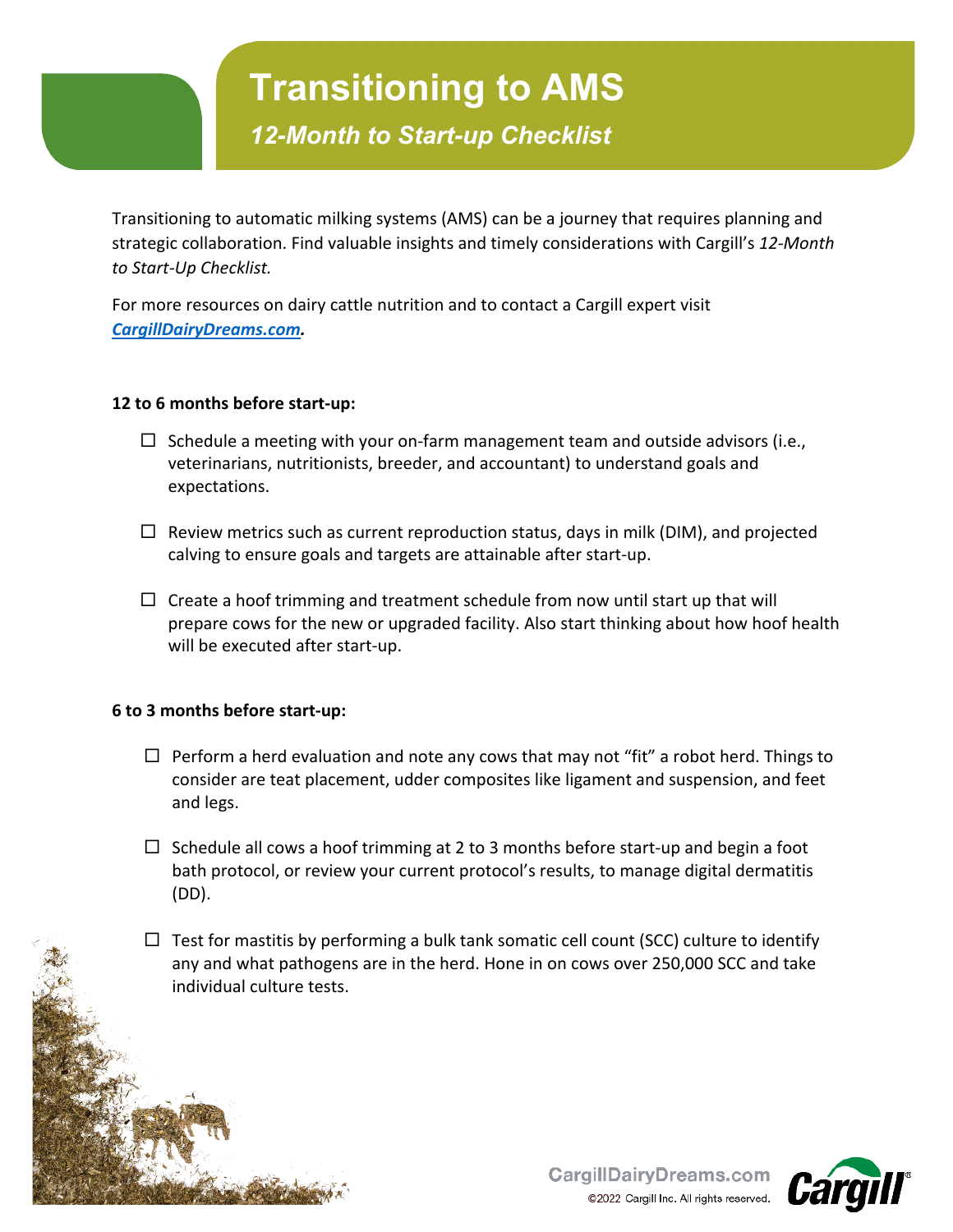# Transitioning to AMS

## *12-Month to Start-up Checklist*

Transitioning to automatic milking systems (AMS) can be a journey that requires planning and strategic collaboration. Find valuable insights and timely considerations with Cargill's *12-Month to Start-Up Checklist.*

For more resources on dairy cattle nutrition and to contact a Cargill expert visit ***[CargillDairyDreams.com](https://CargillDairyDreams.com).***

**12 to 6 months before start-up:**

- ☐ Schedule a meeting with your on-farm management team and outside advisors (i.e., veterinarians, nutritionists, breeder, and accountant) to understand goals and expectations.
- ☐ Review metrics such as current reproduction status, days in milk (DIM), and projected calving to ensure goals and targets are attainable after start-up.
- ☐ Create a hoof trimming and treatment schedule from now until start up that will prepare cows for the new or upgraded facility. Also start thinking about how hoof health will be executed after start-up.

**6 to 3 months before start-up:**

- ☐ Perform a herd evaluation and note any cows that may not "fit" a robot herd. Things to consider are teat placement, udder composites like ligament and suspension, and feet and legs.
- ☐ Schedule all cows a hoof trimming at 2 to 3 months before start-up and begin a foot bath protocol, or review your current protocol's results, to manage digital dermatitis (DD).
- ☐ Test for mastitis by performing a bulk tank somatic cell count (SCC) culture to identify any and what pathogens are in the herd. Hone in on cows over 250,000 SCC and take individual culture tests.

CargillDairyDreams.com
©2022 Cargill Inc. All rights reserved.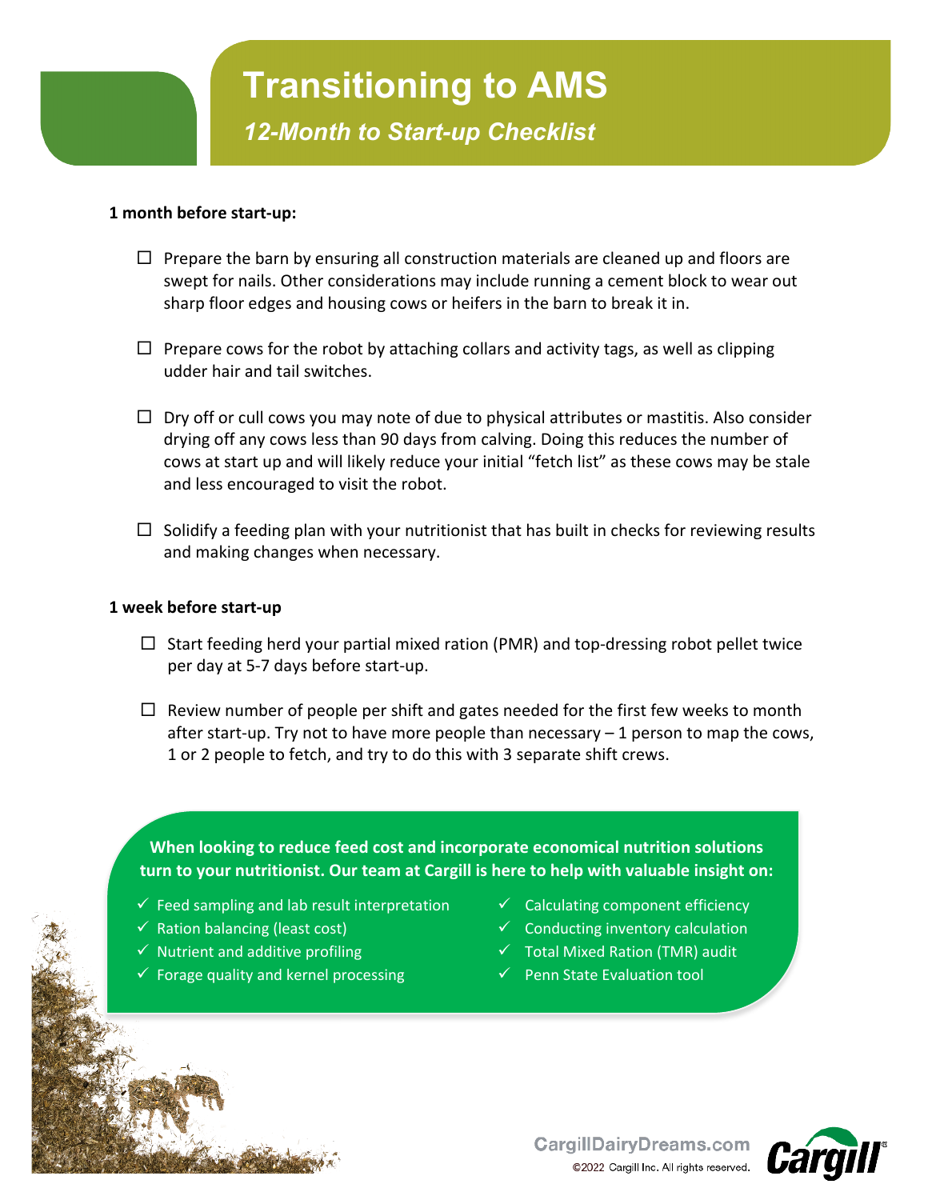# Transitioning to AMS

*12-Month to Start-up Checklist*

**1 month before start-up:**

- ☐ Prepare the barn by ensuring all construction materials are cleaned up and floors are swept for nails. Other considerations may include running a cement block to wear out sharp floor edges and housing cows or heifers in the barn to break it in.
- ☐ Prepare cows for the robot by attaching collars and activity tags, as well as clipping udder hair and tail switches.
- ☐ Dry off or cull cows you may note of due to physical attributes or mastitis. Also consider drying off any cows less than 90 days from calving. Doing this reduces the number of cows at start up and will likely reduce your initial "fetch list" as these cows may be stale and less encouraged to visit the robot.
- ☐ Solidify a feeding plan with your nutritionist that has built in checks for reviewing results and making changes when necessary.

**1 week before start-up**

- ☐ Start feeding herd your partial mixed ration (PMR) and top-dressing robot pellet twice per day at 5-7 days before start-up.
- ☐ Review number of people per shift and gates needed for the first few weeks to month after start-up. Try not to have more people than necessary – 1 person to map the cows, 1 or 2 people to fetch, and try to do this with 3 separate shift crews.

**When looking to reduce feed cost and incorporate economical nutrition solutions turn to your nutritionist. Our team at Cargill is here to help with valuable insight on:**

- ✓ Feed sampling and lab result interpretation
- ✓ Ration balancing (least cost)
- ✓ Nutrient and additive profiling
- ✓ Forage quality and kernel processing
- ✓ Calculating component efficiency
- ✓ Conducting inventory calculation
- ✓ Total Mixed Ration (TMR) audit
- ✓ Penn State Evaluation tool

CargillDairyDreams.com

©2022 Cargill Inc. All rights reserved.